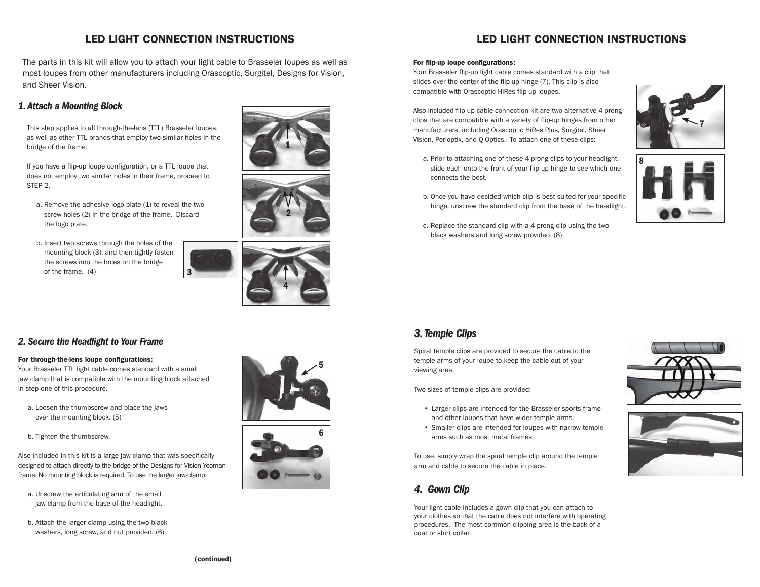# LED LIGHT CONNECTION INSTRUCTIONS

The parts in this kit will allow you to attach your light cable to Brasseler loupes as well as most loupes from other manufacturers including Orascoptic, Surgitel, Designs for Vision, and Sheer Vision.

## *1. Attach a Mounting Block*

This step applies to all through-the-lens (TTL) Brasseler loupes, as well as other TTL brands that employ two similar holes in the bridge of the frame.

If you have a flip-up loupe configuration, or a TTL loupe that does not employ two similar holes in their frame, proceed to STEP 2.

a. Remove the adhesive logo plate (1) to reveal the two screw holes (2) in the bridge of the frame. Discard the logo plate.

b. Insert two screws through the holes of the mounting block (3), and then tightly fasten the screws into the holes on the bridge of the frame. (4)

## *2. Secure the Headlight to Your Frame*

**For through-the-lens loupe configurations:**
Your Brasseler TTL light cable comes standard with a small jaw clamp that is compatible with the mounting block attached in step one of this procedure.

a. Loosen the thumbscrew and place the jaws over the mounting block. (5)

b. Tighten the thumbscrew.

Also included in this kit is a large jaw clamp that was specifically designed to attach directly to the bridge of the Designs for Vision Yeoman frame. No mounting block is required. To use the larger jaw-clamp:

a. Unscrew the articulating arm of the small jaw-clamp from the base of the headlight.

b. Attach the larger clamp using the two black washers, long screw, and nut provided. (6)

**(continued)**

**For flip-up loupe configurations:**
Your Brasseler flip-up light cable comes standard with a clip that slides over the center of the flip-up hinge (7). This clip is also compatible with Orascoptic HiRes flip-up loupes.

Also included flip-up cable connection kit are two alternative 4-prong clips that are compatible with a variety of flip-up hinges from other manufacturers, including Orascoptic HiRes Plus, Surgitel, Sheer Vision, Perioptix, and Q-Optics. To attach one of these clips:

a. Prior to attaching one of these 4-prong clips to your headlight, slide each onto the front of your flip-up hinge to see which one connects the best.

b. Once you have decided which clip is best suited for your specific hinge, unscrew the standard clip from the base of the headlight.

c. Replace the standard clip with a 4-prong clip using the two black washers and long screw provided. (8)

## *3. Temple Clips*

Spiral temple clips are provided to secure the cable to the temple arms of your loupe to keep the cable out of your viewing area.

Two sizes of temple clips are provided:

- Larger clips are intended for the Brasseler sports frame and other loupes that have wider temple arms.
- Smaller clips are intended for loupes with narrow temple arms such as most metal frames

To use, simply wrap the spiral temple clip around the temple arm and cable to secure the cable in place.

## *4. Gown Clip*

Your light cable includes a gown clip that you can attach to your clothes so that the cable does not interfere with operating procedures. The most common clipping area is the back of a coat or shirt collar.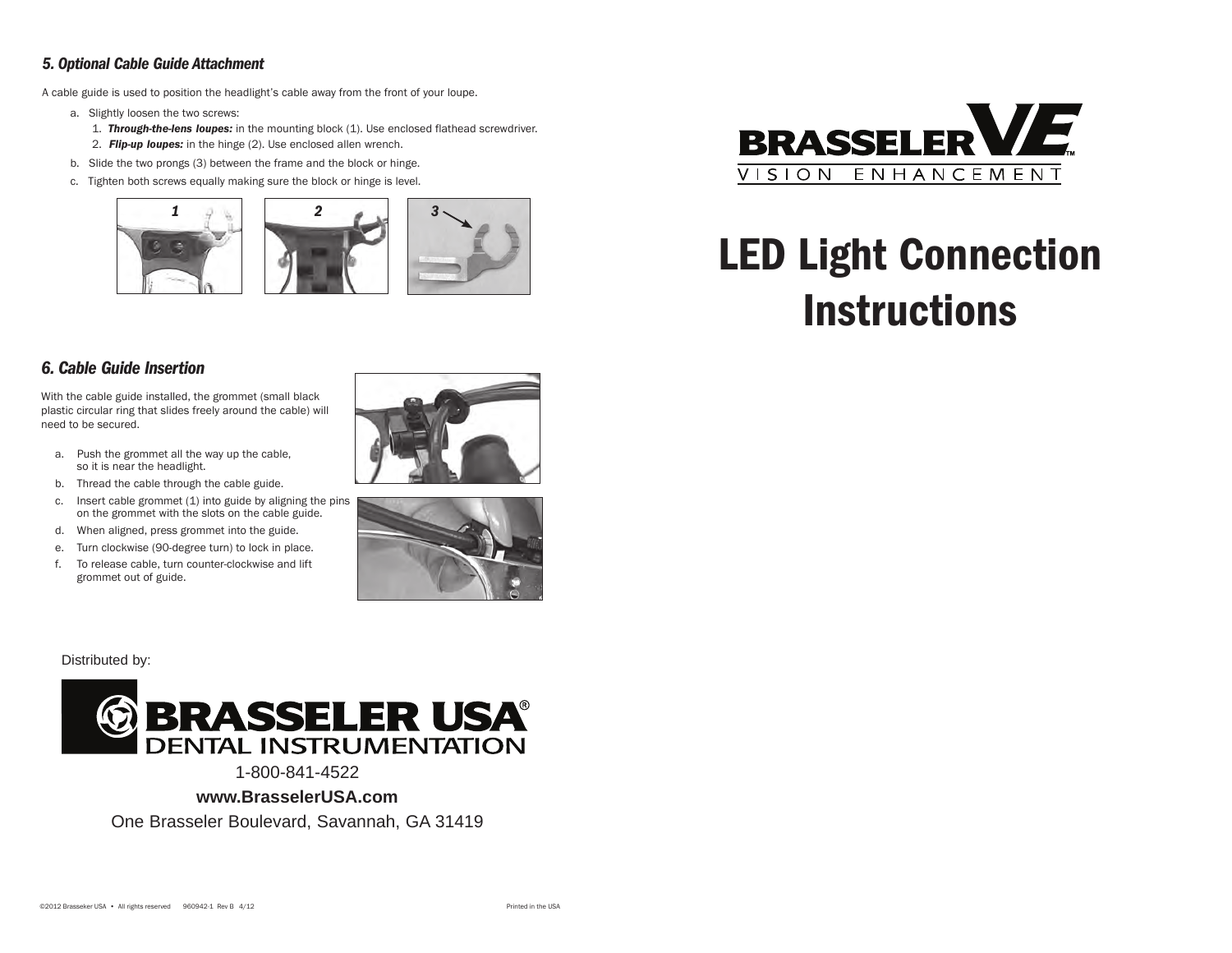### *5. Optional Cable Guide Attachment*

A cable guide is used to position the headlight's cable away from the front of your loupe.

a. Slightly loosen the two screws:
   1. ***Through-the-lens loupes:*** in the mounting block (1). Use enclosed flathead screwdriver.
   2. ***Flip-up loupes:*** in the hinge (2). Use enclosed allen wrench.

b. Slide the two prongs (3) between the frame and the block or hinge.

c. Tighten both screws equally making sure the block or hinge is level.

1

2

3

### *6. Cable Guide Insertion*

With the cable guide installed, the grommet (small black plastic circular ring that slides freely around the cable) will need to be secured.

a. Push the grommet all the way up the cable, so it is near the headlight.

b. Thread the cable through the cable guide.

c. Insert cable grommet (1) into guide by aligning the pins on the grommet with the slots on the cable guide.

d. When aligned, press grommet into the guide.

e. Turn clockwise (90-degree turn) to lock in place.

f. To release cable, turn counter-clockwise and lift grommet out of guide.

Distributed by:

**BRASSELER USA®**
DENTAL INSTRUMENTATION

1-800-841-4522

**www.BrasselerUSA.com**

One Brasseler Boulevard, Savannah, GA 31419

©2012 Brasseker USA • All rights reserved 960942-1 Rev B 4/12

Printed in the USA

**BRASSELER VE™**
VISION ENHANCEMENT

# LED Light Connection Instructions